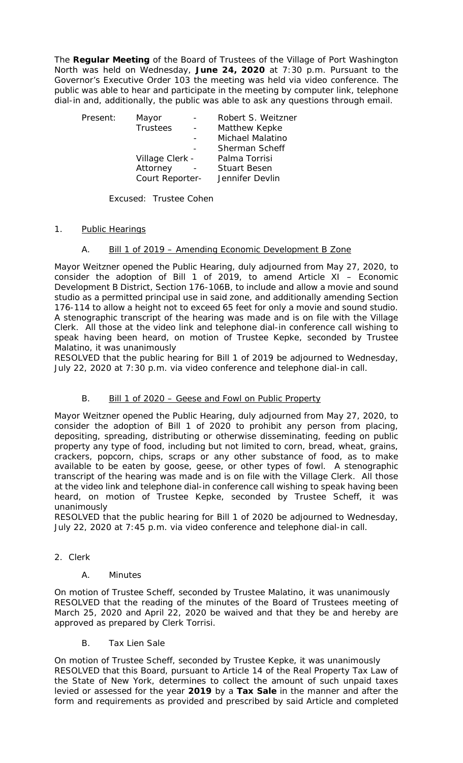The **Regular Meeting** of the Board of Trustees of the Village of Port Washington North was held on Wednesday, **June 24, 2020** at 7:30 p.m. Pursuant to the Governor's Executive Order 103 the meeting was held via video conference. The public was able to hear and participate in the meeting by computer link, telephone dial-in and, additionally, the public was able to ask any questions through email.

| Present: | Mayor | - | Robert S. Weitzner |
|---|---|---|---|
| | Trustees | - | Matthew Kepke |
| | | - | Michael Malatino |
| | | - | Sherman Scheff |
| | Village Clerk - | | Palma Torrisi |
| | Attorney | - | Stuart Besen |
| | Court Reporter- | | Jennifer Devlin |

Excused: Trustee Cohen

1. Public Hearings

A. Bill 1 of 2019 – Amending Economic Development B Zone

Mayor Weitzner opened the Public Hearing, duly adjourned from May 27, 2020, to consider the adoption of Bill 1 of 2019, to amend Article XI – Economic Development B District, Section 176-106B, to include and allow a movie and sound studio as a permitted principal use in said zone, and additionally amending Section 176-114 to allow a height not to exceed 65 feet for only a movie and sound studio. A stenographic transcript of the hearing was made and is on file with the Village Clerk. All those at the video link and telephone dial-in conference call wishing to speak having been heard, on motion of Trustee Kepke, seconded by Trustee Malatino, it was unanimously

RESOLVED that the public hearing for Bill 1 of 2019 be adjourned to Wednesday, July 22, 2020 at 7:30 p.m. via video conference and telephone dial-in call.

B. Bill 1 of 2020 – Geese and Fowl on Public Property

Mayor Weitzner opened the Public Hearing, duly adjourned from May 27, 2020, to consider the adoption of Bill 1 of 2020 to prohibit any person from placing, depositing, spreading, distributing or otherwise disseminating, feeding on public property any type of food, including but not limited to corn, bread, wheat, grains, crackers, popcorn, chips, scraps or any other substance of food, as to make available to be eaten by goose, geese, or other types of fowl. A stenographic transcript of the hearing was made and is on file with the Village Clerk. All those at the video link and telephone dial-in conference call wishing to speak having been heard, on motion of Trustee Kepke, seconded by Trustee Scheff, it was unanimously

RESOLVED that the public hearing for Bill 1 of 2020 be adjourned to Wednesday, July 22, 2020 at 7:45 p.m. via video conference and telephone dial-in call.

2. Clerk

A. Minutes

On motion of Trustee Scheff, seconded by Trustee Malatino, it was unanimously

RESOLVED that the reading of the minutes of the Board of Trustees meeting of March 25, 2020 and April 22, 2020 be waived and that they be and hereby are approved as prepared by Clerk Torrisi.

B. Tax Lien Sale

On motion of Trustee Scheff, seconded by Trustee Kepke, it was unanimously

RESOLVED that this Board, pursuant to Article 14 of the Real Property Tax Law of the State of New York, determines to collect the amount of such unpaid taxes levied or assessed for the year **2019** by a **Tax Sale** in the manner and after the form and requirements as provided and prescribed by said Article and completed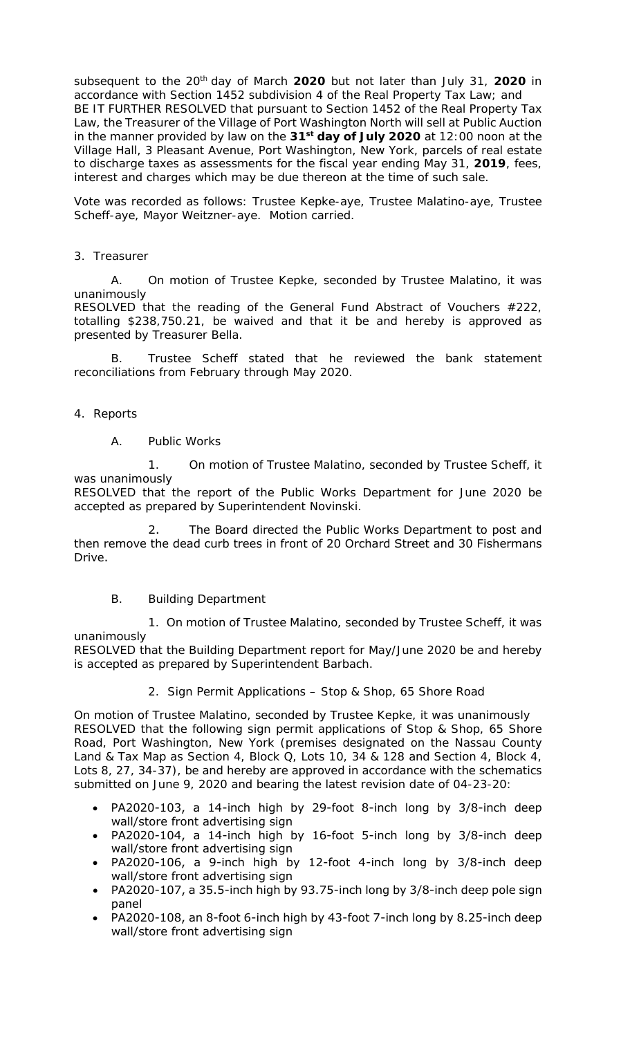subsequent to the 20th day of March **2020** but not later than July 31, **2020** in accordance with Section 1452 subdivision 4 of the Real Property Tax Law; and
BE IT FURTHER RESOLVED that pursuant to Section 1452 of the Real Property Tax Law, the Treasurer of the Village of Port Washington North will sell at Public Auction in the manner provided by law on the **31st day of July 2020** at 12:00 noon at the Village Hall, 3 Pleasant Avenue, Port Washington, New York, parcels of real estate to discharge taxes as assessments for the fiscal year ending May 31, **2019**, fees, interest and charges which may be due thereon at the time of such sale.

Vote was recorded as follows: Trustee Kepke-aye, Trustee Malatino-aye, Trustee Scheff-aye, Mayor Weitzner-aye. Motion carried.

3. Treasurer

A. On motion of Trustee Kepke, seconded by Trustee Malatino, it was unanimously
RESOLVED that the reading of the General Fund Abstract of Vouchers #222, totalling $238,750.21, be waived and that it be and hereby is approved as presented by Treasurer Bella.

B. Trustee Scheff stated that he reviewed the bank statement reconciliations from February through May 2020.

4. Reports

A. Public Works

1. On motion of Trustee Malatino, seconded by Trustee Scheff, it was unanimously
RESOLVED that the report of the Public Works Department for June 2020 be accepted as prepared by Superintendent Novinski.

2. The Board directed the Public Works Department to post and then remove the dead curb trees in front of 20 Orchard Street and 30 Fishermans Drive.

B. Building Department

1. On motion of Trustee Malatino, seconded by Trustee Scheff, it was unanimously
RESOLVED that the Building Department report for May/June 2020 be and hereby is accepted as prepared by Superintendent Barbach.

2. Sign Permit Applications – Stop & Shop, 65 Shore Road

On motion of Trustee Malatino, seconded by Trustee Kepke, it was unanimously
RESOLVED that the following sign permit applications of Stop & Shop, 65 Shore Road, Port Washington, New York (premises designated on the Nassau County Land & Tax Map as Section 4, Block Q, Lots 10, 34 & 128 and Section 4, Block 4, Lots 8, 27, 34-37), be and hereby are approved in accordance with the schematics submitted on June 9, 2020 and bearing the latest revision date of 04-23-20:

- PA2020-103, a 14-inch high by 29-foot 8-inch long by 3/8-inch deep wall/store front advertising sign
- PA2020-104, a 14-inch high by 16-foot 5-inch long by 3/8-inch deep wall/store front advertising sign
- PA2020-106, a 9-inch high by 12-foot 4-inch long by 3/8-inch deep wall/store front advertising sign
- PA2020-107, a 35.5-inch high by 93.75-inch long by 3/8-inch deep pole sign panel
- PA2020-108, an 8-foot 6-inch high by 43-foot 7-inch long by 8.25-inch deep wall/store front advertising sign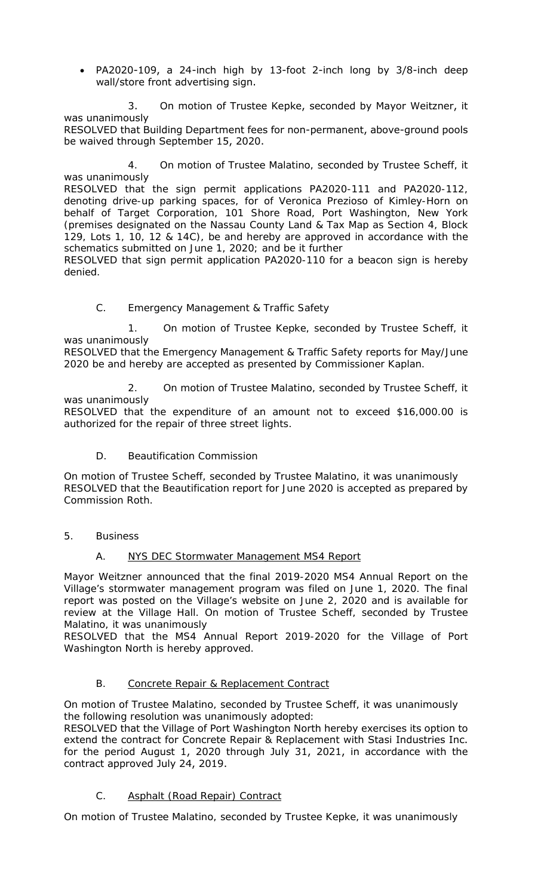- PA2020-109, a 24-inch high by 13-foot 2-inch long by 3/8-inch deep wall/store front advertising sign.

3. On motion of Trustee Kepke, seconded by Mayor Weitzner, it was unanimously
RESOLVED that Building Department fees for non-permanent, above-ground pools be waived through September 15, 2020.

4. On motion of Trustee Malatino, seconded by Trustee Scheff, it was unanimously
RESOLVED that the sign permit applications PA2020-111 and PA2020-112, denoting drive-up parking spaces, for of Veronica Prezioso of Kimley-Horn on behalf of Target Corporation, 101 Shore Road, Port Washington, New York (premises designated on the Nassau County Land & Tax Map as Section 4, Block 129, Lots 1, 10, 12 & 14C), be and hereby are approved in accordance with the schematics submitted on June 1, 2020; and be it further
RESOLVED that sign permit application PA2020-110 for a beacon sign is hereby denied.

C. Emergency Management & Traffic Safety

1. On motion of Trustee Kepke, seconded by Trustee Scheff, it was unanimously
RESOLVED that the Emergency Management & Traffic Safety reports for May/June 2020 be and hereby are accepted as presented by Commissioner Kaplan.

2. On motion of Trustee Malatino, seconded by Trustee Scheff, it was unanimously
RESOLVED that the expenditure of an amount not to exceed $16,000.00 is authorized for the repair of three street lights.

D. Beautification Commission

On motion of Trustee Scheff, seconded by Trustee Malatino, it was unanimously
RESOLVED that the Beautification report for June 2020 is accepted as prepared by Commission Roth.

5. Business

A. NYS DEC Stormwater Management MS4 Report

Mayor Weitzner announced that the final 2019-2020 MS4 Annual Report on the Village's stormwater management program was filed on June 1, 2020. The final report was posted on the Village's website on June 2, 2020 and is available for review at the Village Hall. On motion of Trustee Scheff, seconded by Trustee Malatino, it was unanimously
RESOLVED that the MS4 Annual Report 2019-2020 for the Village of Port Washington North is hereby approved.

B. Concrete Repair & Replacement Contract

On motion of Trustee Malatino, seconded by Trustee Scheff, it was unanimously the following resolution was unanimously adopted:
RESOLVED that the Village of Port Washington North hereby exercises its option to extend the contract for Concrete Repair & Replacement with Stasi Industries Inc. for the period August 1, 2020 through July 31, 2021, in accordance with the contract approved July 24, 2019.

C. Asphalt (Road Repair) Contract

On motion of Trustee Malatino, seconded by Trustee Kepke, it was unanimously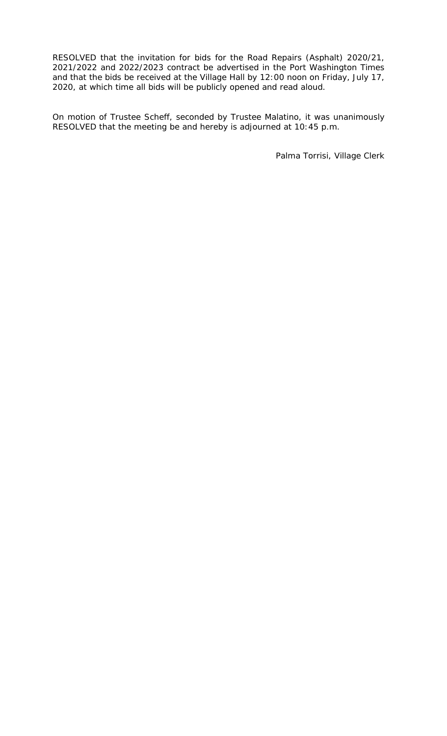RESOLVED that the invitation for bids for the Road Repairs (Asphalt) 2020/21, 2021/2022 and 2022/2023 contract be advertised in the Port Washington Times and that the bids be received at the Village Hall by 12:00 noon on Friday, July 17, 2020, at which time all bids will be publicly opened and read aloud.

On motion of Trustee Scheff, seconded by Trustee Malatino, it was unanimously RESOLVED that the meeting be and hereby is adjourned at 10:45 p.m.

Palma Torrisi, Village Clerk